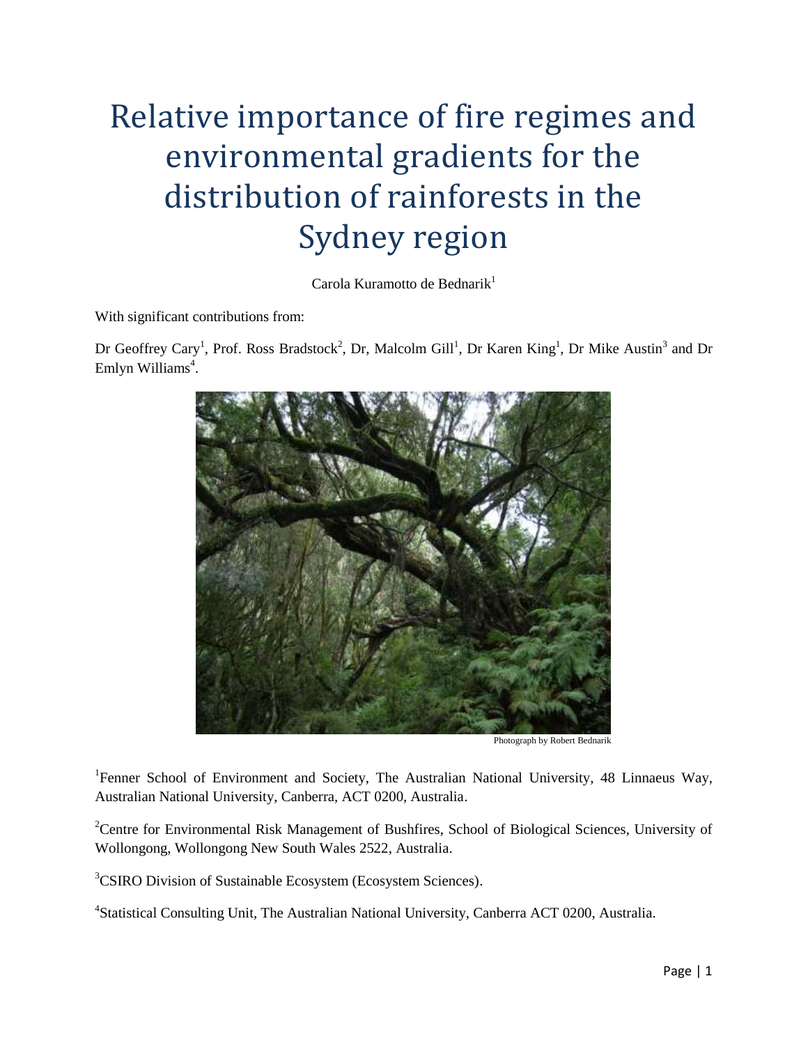# Relative importance of fire regimes and environmental gradients for the distribution of rainforests in the Sydney region

Carola Kuramotto de Bednarik[1]

With significant contributions from:

Dr Geoffrey Cary[1], Prof. Ross Bradstock[2], Dr, Malcolm Gill[1], Dr Karen King[1], Dr Mike Austin[3] and Dr Emlyn Williams[4].

Photograph by Robert Bednarik

[1]Fenner School of Environment and Society, The Australian National University, 48 Linnaeus Way, Australian National University, Canberra, ACT 0200, Australia.

[2]Centre for Environmental Risk Management of Bushfires, School of Biological Sciences, University of Wollongong, Wollongong New South Wales 2522, Australia.

[3]CSIRO Division of Sustainable Ecosystem (Ecosystem Sciences).

[4]Statistical Consulting Unit, The Australian National University, Canberra ACT 0200, Australia.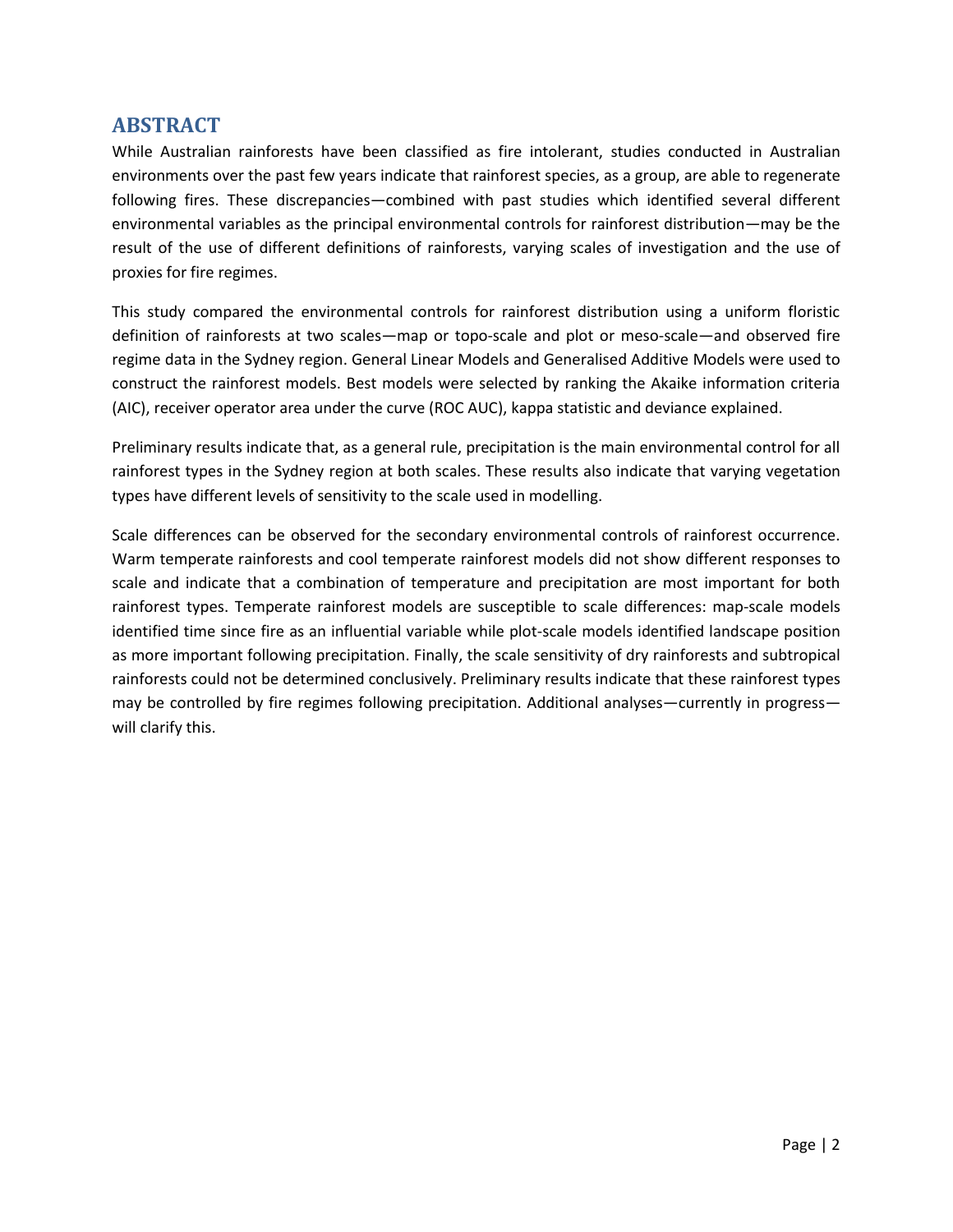## ABSTRACT

While Australian rainforests have been classified as fire intolerant, studies conducted in Australian environments over the past few years indicate that rainforest species, as a group, are able to regenerate following fires. These discrepancies—combined with past studies which identified several different environmental variables as the principal environmental controls for rainforest distribution—may be the result of the use of different definitions of rainforests, varying scales of investigation and the use of proxies for fire regimes.

This study compared the environmental controls for rainforest distribution using a uniform floristic definition of rainforests at two scales—map or topo-scale and plot or meso-scale—and observed fire regime data in the Sydney region. General Linear Models and Generalised Additive Models were used to construct the rainforest models. Best models were selected by ranking the Akaike information criteria (AIC), receiver operator area under the curve (ROC AUC), kappa statistic and deviance explained.

Preliminary results indicate that, as a general rule, precipitation is the main environmental control for all rainforest types in the Sydney region at both scales. These results also indicate that varying vegetation types have different levels of sensitivity to the scale used in modelling.

Scale differences can be observed for the secondary environmental controls of rainforest occurrence. Warm temperate rainforests and cool temperate rainforest models did not show different responses to scale and indicate that a combination of temperature and precipitation are most important for both rainforest types. Temperate rainforest models are susceptible to scale differences: map-scale models identified time since fire as an influential variable while plot-scale models identified landscape position as more important following precipitation. Finally, the scale sensitivity of dry rainforests and subtropical rainforests could not be determined conclusively. Preliminary results indicate that these rainforest types may be controlled by fire regimes following precipitation. Additional analyses—currently in progress—will clarify this.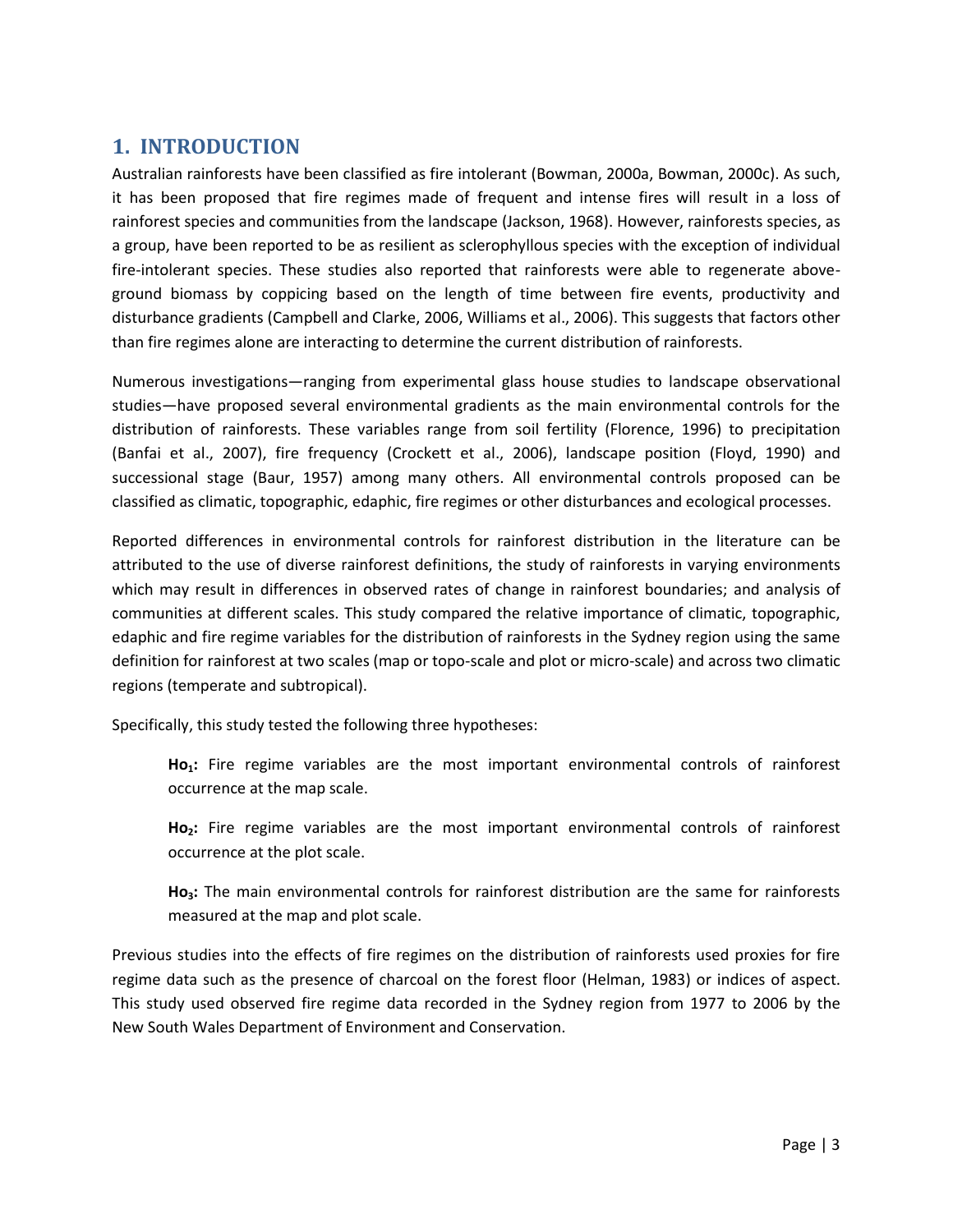# 1. INTRODUCTION

Australian rainforests have been classified as fire intolerant (Bowman, 2000a, Bowman, 2000c). As such, it has been proposed that fire regimes made of frequent and intense fires will result in a loss of rainforest species and communities from the landscape (Jackson, 1968). However, rainforests species, as a group, have been reported to be as resilient as sclerophyllous species with the exception of individual fire-intolerant species. These studies also reported that rainforests were able to regenerate above-ground biomass by coppicing based on the length of time between fire events, productivity and disturbance gradients (Campbell and Clarke, 2006, Williams et al., 2006). This suggests that factors other than fire regimes alone are interacting to determine the current distribution of rainforests.

Numerous investigations—ranging from experimental glass house studies to landscape observational studies—have proposed several environmental gradients as the main environmental controls for the distribution of rainforests. These variables range from soil fertility (Florence, 1996) to precipitation (Banfai et al., 2007), fire frequency (Crockett et al., 2006), landscape position (Floyd, 1990) and successional stage (Baur, 1957) among many others. All environmental controls proposed can be classified as climatic, topographic, edaphic, fire regimes or other disturbances and ecological processes.

Reported differences in environmental controls for rainforest distribution in the literature can be attributed to the use of diverse rainforest definitions, the study of rainforests in varying environments which may result in differences in observed rates of change in rainforest boundaries; and analysis of communities at different scales. This study compared the relative importance of climatic, topographic, edaphic and fire regime variables for the distribution of rainforests in the Sydney region using the same definition for rainforest at two scales (map or topo-scale and plot or micro-scale) and across two climatic regions (temperate and subtropical).

Specifically, this study tested the following three hypotheses:

> **$Ho_1$:** Fire regime variables are the most important environmental controls of rainforest occurrence at the map scale.
>
> **$Ho_2$:** Fire regime variables are the most important environmental controls of rainforest occurrence at the plot scale.
>
> **$Ho_3$:** The main environmental controls for rainforest distribution are the same for rainforests measured at the map and plot scale.

Previous studies into the effects of fire regimes on the distribution of rainforests used proxies for fire regime data such as the presence of charcoal on the forest floor (Helman, 1983) or indices of aspect. This study used observed fire regime data recorded in the Sydney region from 1977 to 2006 by the New South Wales Department of Environment and Conservation.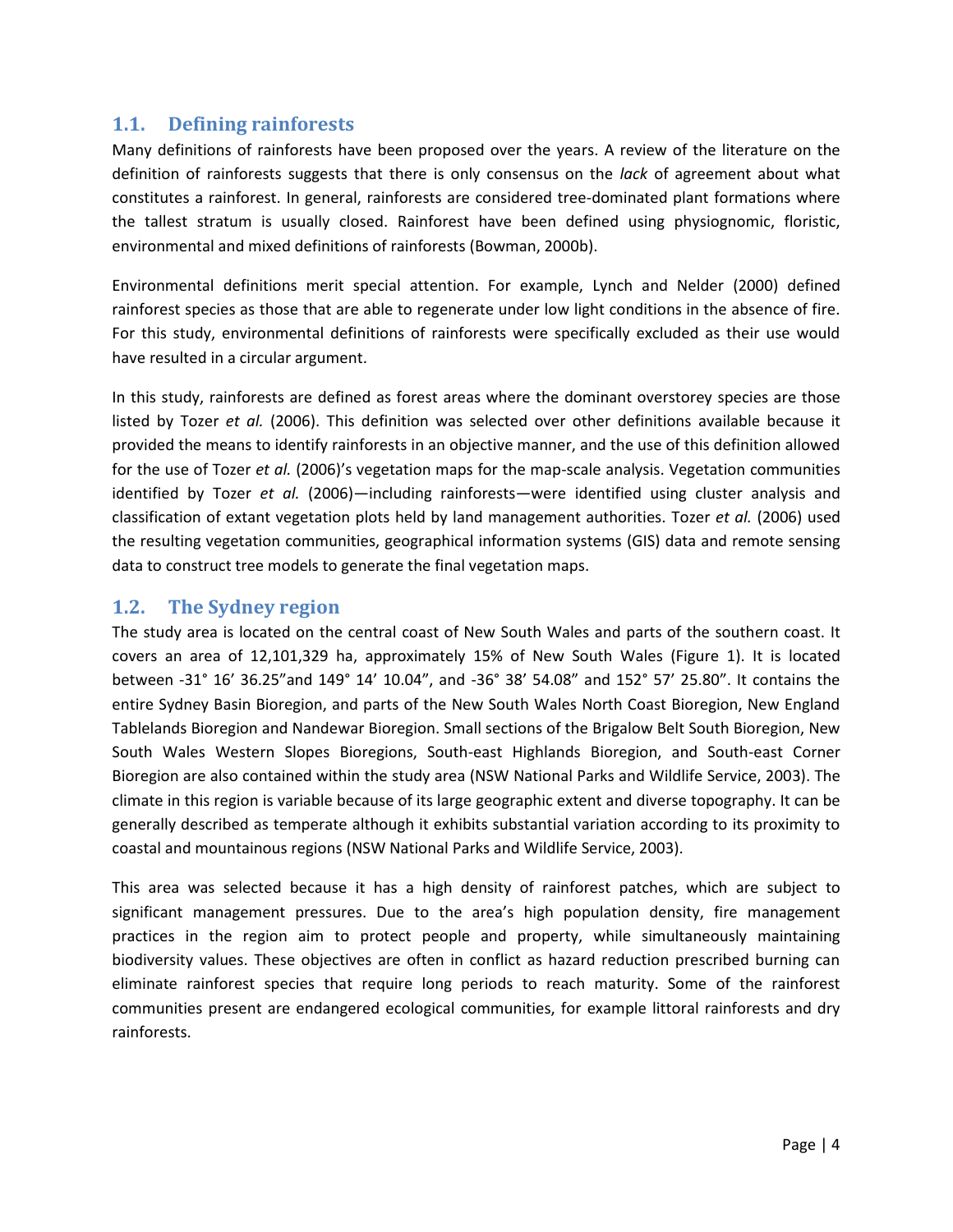## 1.1. Defining rainforests

Many definitions of rainforests have been proposed over the years. A review of the literature on the definition of rainforests suggests that there is only consensus on the *lack* of agreement about what constitutes a rainforest. In general, rainforests are considered tree-dominated plant formations where the tallest stratum is usually closed. Rainforest have been defined using physiognomic, floristic, environmental and mixed definitions of rainforests (Bowman, 2000b).

Environmental definitions merit special attention. For example, Lynch and Nelder (2000) defined rainforest species as those that are able to regenerate under low light conditions in the absence of fire. For this study, environmental definitions of rainforests were specifically excluded as their use would have resulted in a circular argument.

In this study, rainforests are defined as forest areas where the dominant overstorey species are those listed by Tozer *et al.* (2006). This definition was selected over other definitions available because it provided the means to identify rainforests in an objective manner, and the use of this definition allowed for the use of Tozer *et al.* (2006)'s vegetation maps for the map-scale analysis. Vegetation communities identified by Tozer *et al.* (2006)—including rainforests—were identified using cluster analysis and classification of extant vegetation plots held by land management authorities. Tozer *et al.* (2006) used the resulting vegetation communities, geographical information systems (GIS) data and remote sensing data to construct tree models to generate the final vegetation maps.

## 1.2. The Sydney region

The study area is located on the central coast of New South Wales and parts of the southern coast. It covers an area of 12,101,329 ha, approximately 15% of New South Wales (Figure 1). It is located between -31° 16' 36.25"and 149° 14' 10.04", and -36° 38' 54.08" and 152° 57' 25.80". It contains the entire Sydney Basin Bioregion, and parts of the New South Wales North Coast Bioregion, New England Tablelands Bioregion and Nandewar Bioregion. Small sections of the Brigalow Belt South Bioregion, New South Wales Western Slopes Bioregions, South-east Highlands Bioregion, and South-east Corner Bioregion are also contained within the study area (NSW National Parks and Wildlife Service, 2003). The climate in this region is variable because of its large geographic extent and diverse topography. It can be generally described as temperate although it exhibits substantial variation according to its proximity to coastal and mountainous regions (NSW National Parks and Wildlife Service, 2003).

This area was selected because it has a high density of rainforest patches, which are subject to significant management pressures. Due to the area's high population density, fire management practices in the region aim to protect people and property, while simultaneously maintaining biodiversity values. These objectives are often in conflict as hazard reduction prescribed burning can eliminate rainforest species that require long periods to reach maturity. Some of the rainforest communities present are endangered ecological communities, for example littoral rainforests and dry rainforests.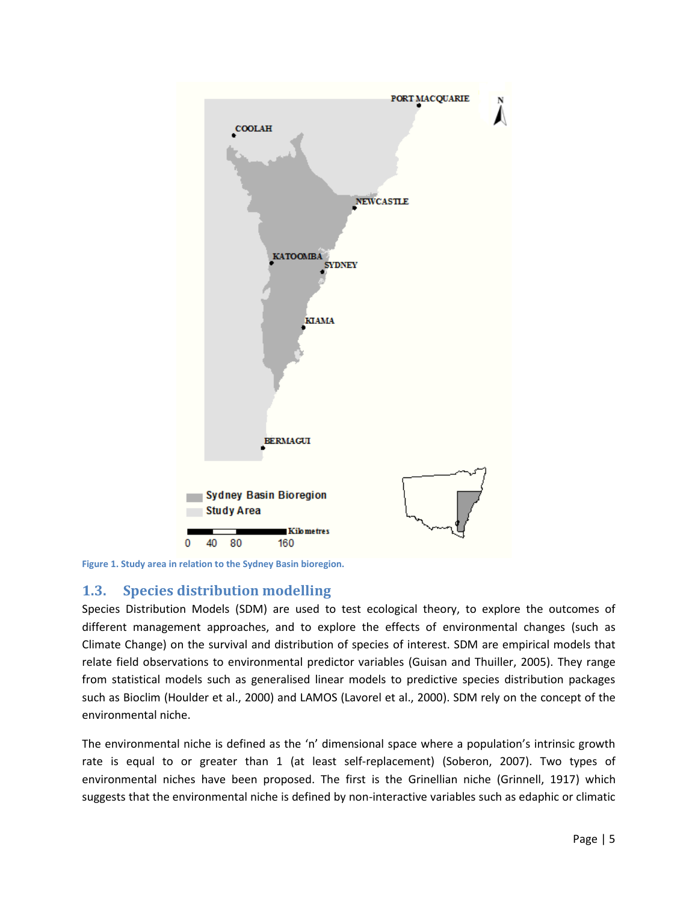Figure 1. Study area in relation to the Sydney Basin bioregion.

## 1.3. Species distribution modelling

Species Distribution Models (SDM) are used to test ecological theory, to explore the outcomes of different management approaches, and to explore the effects of environmental changes (such as Climate Change) on the survival and distribution of species of interest. SDM are empirical models that relate field observations to environmental predictor variables (Guisan and Thuiller, 2005). They range from statistical models such as generalised linear models to predictive species distribution packages such as Bioclim (Houlder et al., 2000) and LAMOS (Lavorel et al., 2000). SDM rely on the concept of the environmental niche.

The environmental niche is defined as the 'n' dimensional space where a population's intrinsic growth rate is equal to or greater than 1 (at least self-replacement) (Soberon, 2007). Two types of environmental niches have been proposed. The first is the Grinellian niche (Grinnell, 1917) which suggests that the environmental niche is defined by non-interactive variables such as edaphic or climatic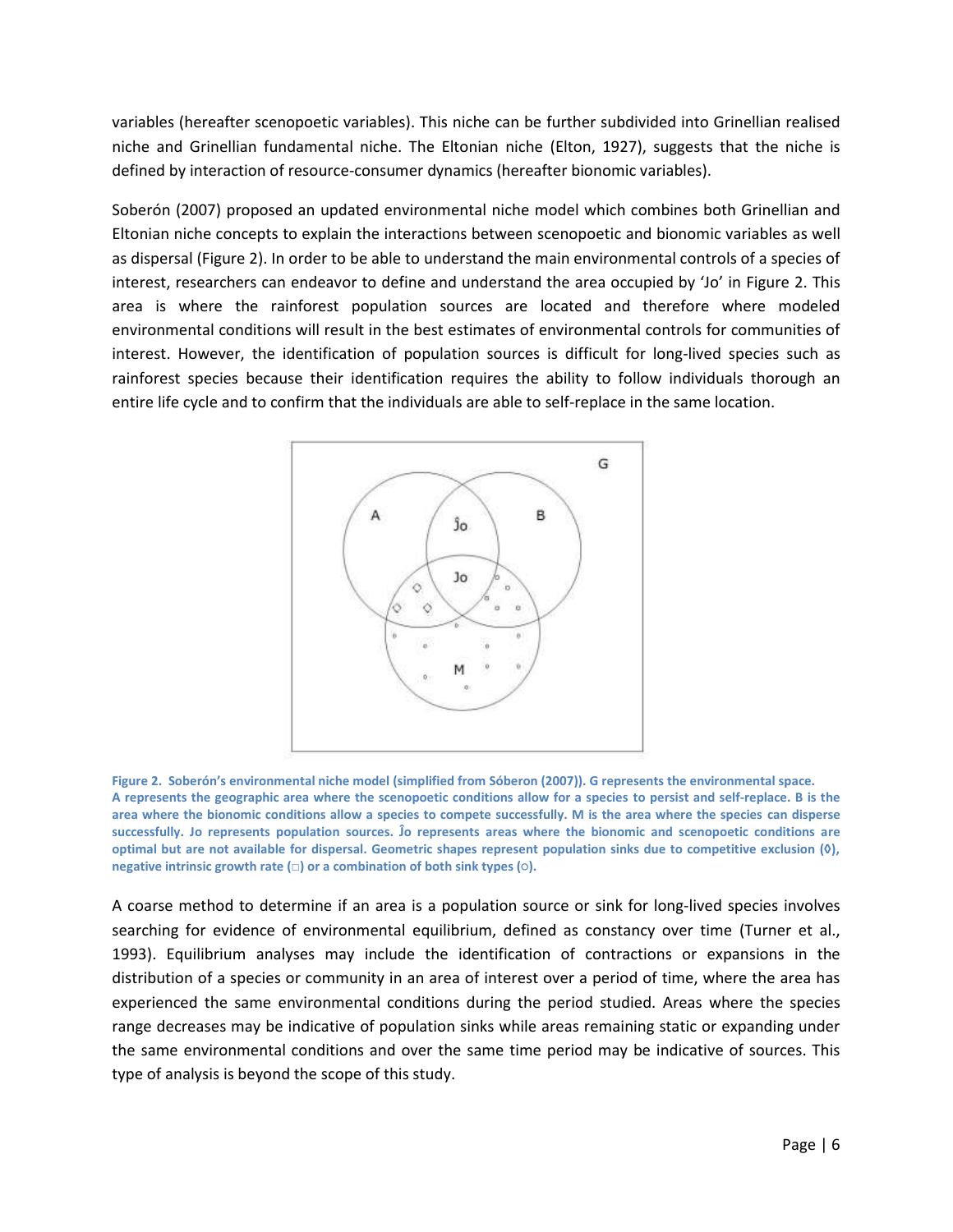variables (hereafter scenopoetic variables). This niche can be further subdivided into Grinellian realised niche and Grinellian fundamental niche. The Eltonian niche (Elton, 1927), suggests that the niche is defined by interaction of resource-consumer dynamics (hereafter bionomic variables).

Soberón (2007) proposed an updated environmental niche model which combines both Grinellian and Eltonian niche concepts to explain the interactions between scenopoetic and bionomic variables as well as dispersal (Figure 2). In order to be able to understand the main environmental controls of a species of interest, researchers can endeavor to define and understand the area occupied by 'Jo' in Figure 2. This area is where the rainforest population sources are located and therefore where modeled environmental conditions will result in the best estimates of environmental controls for communities of interest. However, the identification of population sources is difficult for long-lived species such as rainforest species because their identification requires the ability to follow individuals thorough an entire life cycle and to confirm that the individuals are able to self-replace in the same location.

**Figure 2. Soberón's environmental niche model (simplified from Sóberon (2007)). G represents the environmental space. A represents the geographic area where the scenopoetic conditions allow for a species to persist and self-replace. B is the area where the bionomic conditions allow a species to compete successfully. M is the area where the species can disperse successfully. Jo represents population sources. Ĵo represents areas where the bionomic and scenopoetic conditions are optimal but are not available for dispersal. Geometric shapes represent population sinks due to competitive exclusion (◊), negative intrinsic growth rate (□) or a combination of both sink types (○).**

A coarse method to determine if an area is a population source or sink for long-lived species involves searching for evidence of environmental equilibrium, defined as constancy over time (Turner et al., 1993). Equilibrium analyses may include the identification of contractions or expansions in the distribution of a species or community in an area of interest over a period of time, where the area has experienced the same environmental conditions during the period studied. Areas where the species range decreases may be indicative of population sinks while areas remaining static or expanding under the same environmental conditions and over the same time period may be indicative of sources. This type of analysis is beyond the scope of this study.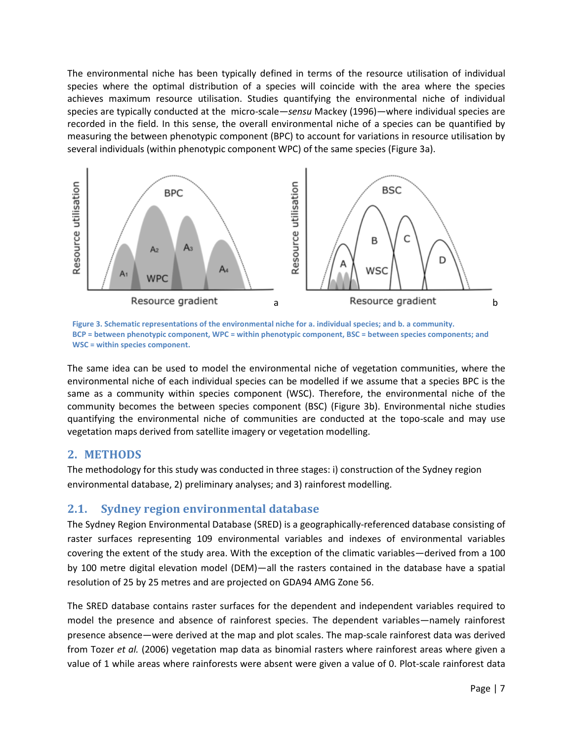The environmental niche has been typically defined in terms of the resource utilisation of individual species where the optimal distribution of a species will coincide with the area where the species achieves maximum resource utilisation. Studies quantifying the environmental niche of individual species are typically conducted at the micro-scale—*sensu* Mackey (1996)—where individual species are recorded in the field. In this sense, the overall environmental niche of a species can be quantified by measuring the between phenotypic component (BPC) to account for variations in resource utilisation by several individuals (within phenotypic component WPC) of the same species (Figure 3a).

**Figure 3. Schematic representations of the environmental niche for a. individual species; and b. a community. BCP = between phenotypic component, WPC = within phenotypic component, BSC = between species components; and WSC = within species component.**

The same idea can be used to model the environmental niche of vegetation communities, where the environmental niche of each individual species can be modelled if we assume that a species BPC is the same as a community within species component (WSC). Therefore, the environmental niche of the community becomes the between species component (BSC) (Figure 3b). Environmental niche studies quantifying the environmental niche of communities are conducted at the topo-scale and may use vegetation maps derived from satellite imagery or vegetation modelling.

## 2. METHODS

The methodology for this study was conducted in three stages: i) construction of the Sydney region environmental database, 2) preliminary analyses; and 3) rainforest modelling.

### 2.1. Sydney region environmental database

The Sydney Region Environmental Database (SRED) is a geographically-referenced database consisting of raster surfaces representing 109 environmental variables and indexes of environmental variables covering the extent of the study area. With the exception of the climatic variables—derived from a 100 by 100 metre digital elevation model (DEM)—all the rasters contained in the database have a spatial resolution of 25 by 25 metres and are projected on GDA94 AMG Zone 56.

The SRED database contains raster surfaces for the dependent and independent variables required to model the presence and absence of rainforest species. The dependent variables—namely rainforest presence absence—were derived at the map and plot scales. The map-scale rainforest data was derived from Tozer *et al.* (2006) vegetation map data as binomial rasters where rainforest areas where given a value of 1 while areas where rainforests were absent were given a value of 0. Plot-scale rainforest data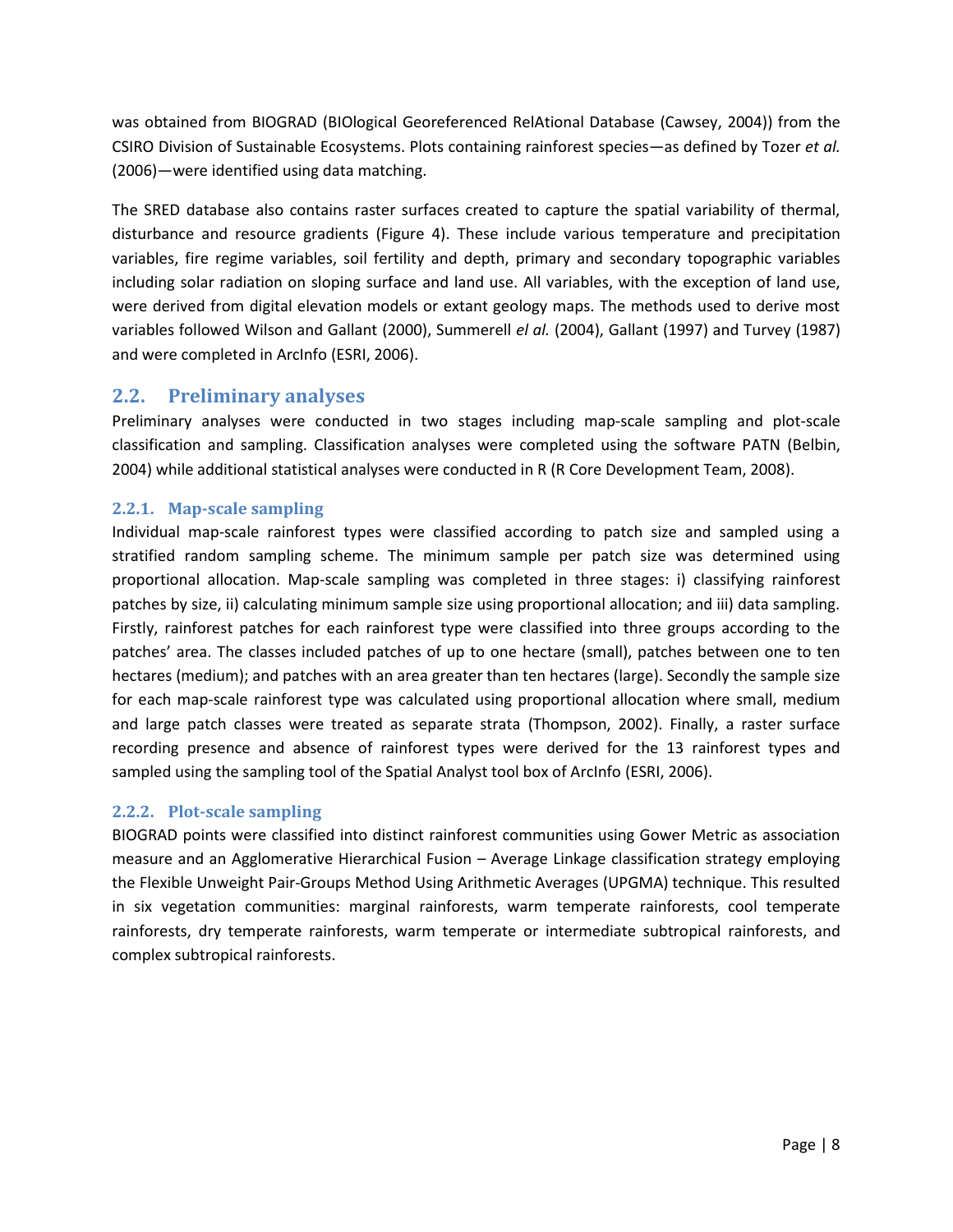was obtained from BIOGRAD (BIOlogical Georeferenced RelAtional Database (Cawsey, 2004)) from the CSIRO Division of Sustainable Ecosystems. Plots containing rainforest species—as defined by Tozer *et al.* (2006)—were identified using data matching.

The SRED database also contains raster surfaces created to capture the spatial variability of thermal, disturbance and resource gradients (Figure 4). These include various temperature and precipitation variables, fire regime variables, soil fertility and depth, primary and secondary topographic variables including solar radiation on sloping surface and land use. All variables, with the exception of land use, were derived from digital elevation models or extant geology maps. The methods used to derive most variables followed Wilson and Gallant (2000), Summerell *el al.* (2004), Gallant (1997) and Turvey (1987) and were completed in ArcInfo (ESRI, 2006).

## 2.2. Preliminary analyses

Preliminary analyses were conducted in two stages including map-scale sampling and plot-scale classification and sampling. Classification analyses were completed using the software PATN (Belbin, 2004) while additional statistical analyses were conducted in R (R Core Development Team, 2008).

### 2.2.1. Map-scale sampling

Individual map-scale rainforest types were classified according to patch size and sampled using a stratified random sampling scheme. The minimum sample per patch size was determined using proportional allocation. Map-scale sampling was completed in three stages: i) classifying rainforest patches by size, ii) calculating minimum sample size using proportional allocation; and iii) data sampling. Firstly, rainforest patches for each rainforest type were classified into three groups according to the patches' area. The classes included patches of up to one hectare (small), patches between one to ten hectares (medium); and patches with an area greater than ten hectares (large). Secondly the sample size for each map-scale rainforest type was calculated using proportional allocation where small, medium and large patch classes were treated as separate strata (Thompson, 2002). Finally, a raster surface recording presence and absence of rainforest types were derived for the 13 rainforest types and sampled using the sampling tool of the Spatial Analyst tool box of ArcInfo (ESRI, 2006).

### 2.2.2. Plot-scale sampling

BIOGRAD points were classified into distinct rainforest communities using Gower Metric as association measure and an Agglomerative Hierarchical Fusion – Average Linkage classification strategy employing the Flexible Unweight Pair-Groups Method Using Arithmetic Averages (UPGMA) technique. This resulted in six vegetation communities: marginal rainforests, warm temperate rainforests, cool temperate rainforests, dry temperate rainforests, warm temperate or intermediate subtropical rainforests, and complex subtropical rainforests.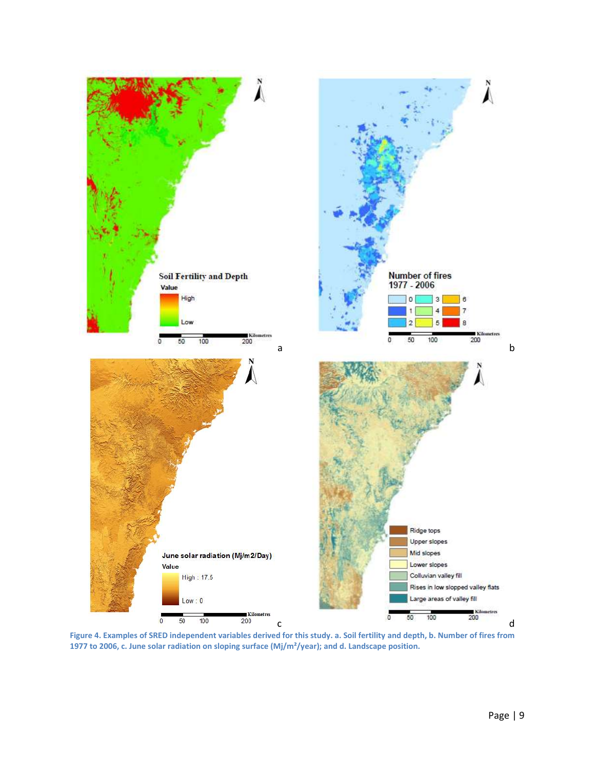**Figure 4. Examples of SRED independent variables derived for this study. a. Soil fertility and depth, b. Number of fires from 1977 to 2006, c. June solar radiation on sloping surface (Mj/m²/year); and d. Landscape position.**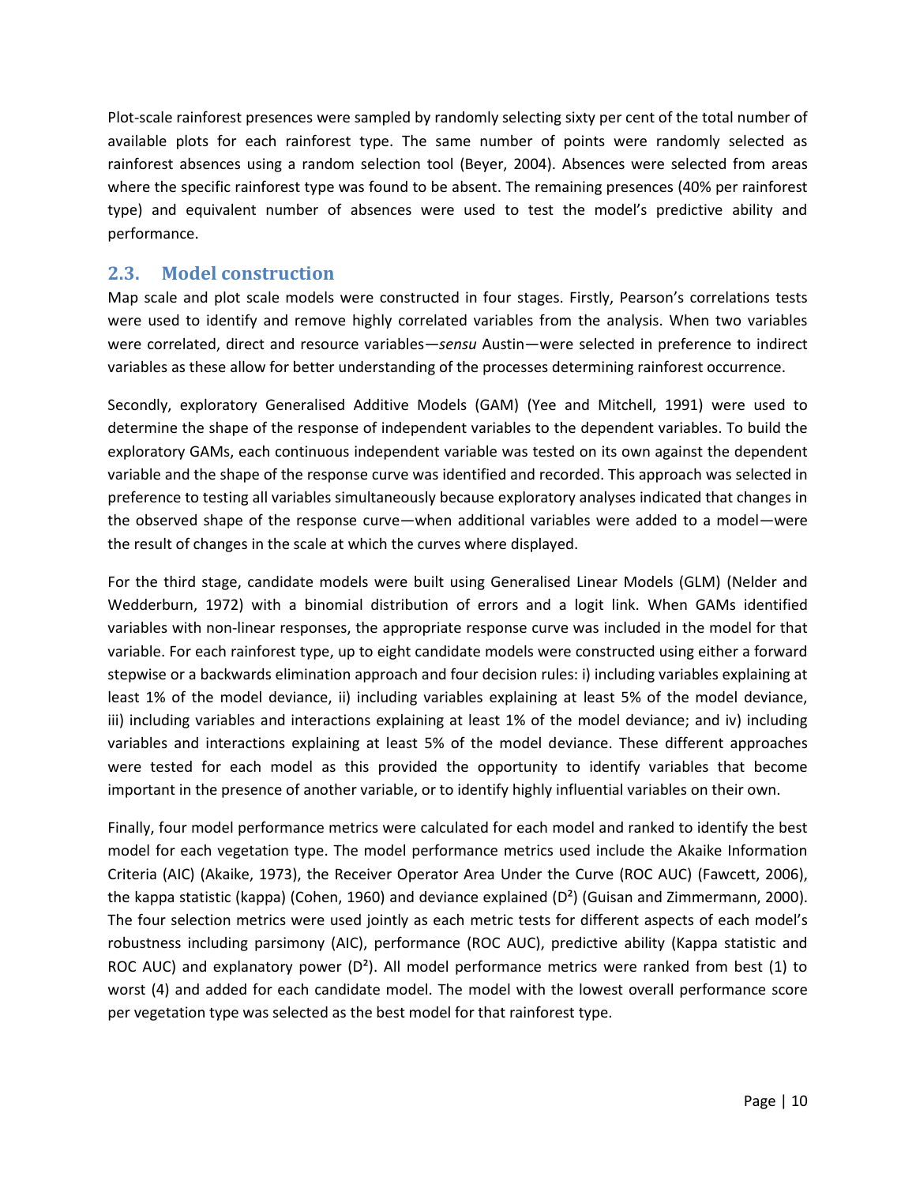Plot-scale rainforest presences were sampled by randomly selecting sixty per cent of the total number of available plots for each rainforest type. The same number of points were randomly selected as rainforest absences using a random selection tool (Beyer, 2004). Absences were selected from areas where the specific rainforest type was found to be absent. The remaining presences (40% per rainforest type) and equivalent number of absences were used to test the model's predictive ability and performance.

## 2.3. Model construction

Map scale and plot scale models were constructed in four stages. Firstly, Pearson's correlations tests were used to identify and remove highly correlated variables from the analysis. When two variables were correlated, direct and resource variables—*sensu* Austin—were selected in preference to indirect variables as these allow for better understanding of the processes determining rainforest occurrence.

Secondly, exploratory Generalised Additive Models (GAM) (Yee and Mitchell, 1991) were used to determine the shape of the response of independent variables to the dependent variables. To build the exploratory GAMs, each continuous independent variable was tested on its own against the dependent variable and the shape of the response curve was identified and recorded. This approach was selected in preference to testing all variables simultaneously because exploratory analyses indicated that changes in the observed shape of the response curve—when additional variables were added to a model—were the result of changes in the scale at which the curves where displayed.

For the third stage, candidate models were built using Generalised Linear Models (GLM) (Nelder and Wedderburn, 1972) with a binomial distribution of errors and a logit link. When GAMs identified variables with non-linear responses, the appropriate response curve was included in the model for that variable. For each rainforest type, up to eight candidate models were constructed using either a forward stepwise or a backwards elimination approach and four decision rules: i) including variables explaining at least 1% of the model deviance, ii) including variables explaining at least 5% of the model deviance, iii) including variables and interactions explaining at least 1% of the model deviance; and iv) including variables and interactions explaining at least 5% of the model deviance. These different approaches were tested for each model as this provided the opportunity to identify variables that become important in the presence of another variable, or to identify highly influential variables on their own.

Finally, four model performance metrics were calculated for each model and ranked to identify the best model for each vegetation type. The model performance metrics used include the Akaike Information Criteria (AIC) (Akaike, 1973), the Receiver Operator Area Under the Curve (ROC AUC) (Fawcett, 2006), the kappa statistic (kappa) (Cohen, 1960) and deviance explained ($D^2$) (Guisan and Zimmermann, 2000). The four selection metrics were used jointly as each metric tests for different aspects of each model's robustness including parsimony (AIC), performance (ROC AUC), predictive ability (Kappa statistic and ROC AUC) and explanatory power ($D^2$). All model performance metrics were ranked from best (1) to worst (4) and added for each candidate model. The model with the lowest overall performance score per vegetation type was selected as the best model for that rainforest type.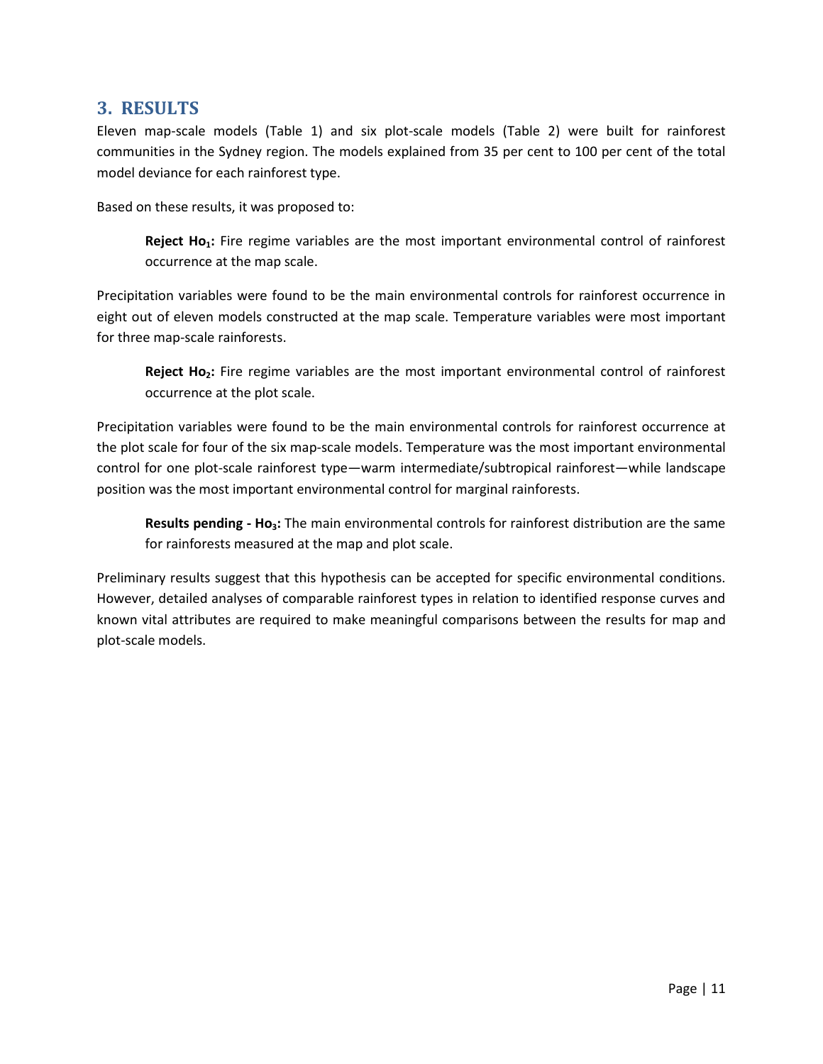## 3. RESULTS

Eleven map-scale models (Table 1) and six plot-scale models (Table 2) were built for rainforest communities in the Sydney region. The models explained from 35 per cent to 100 per cent of the total model deviance for each rainforest type.

Based on these results, it was proposed to:

> **Reject $Ho_1$:** Fire regime variables are the most important environmental control of rainforest occurrence at the map scale.

Precipitation variables were found to be the main environmental controls for rainforest occurrence in eight out of eleven models constructed at the map scale. Temperature variables were most important for three map-scale rainforests.

> **Reject $Ho_2$:** Fire regime variables are the most important environmental control of rainforest occurrence at the plot scale.

Precipitation variables were found to be the main environmental controls for rainforest occurrence at the plot scale for four of the six map-scale models. Temperature was the most important environmental control for one plot-scale rainforest type—warm intermediate/subtropical rainforest—while landscape position was the most important environmental control for marginal rainforests.

> **Results pending - $Ho_3$:** The main environmental controls for rainforest distribution are the same for rainforests measured at the map and plot scale.

Preliminary results suggest that this hypothesis can be accepted for specific environmental conditions. However, detailed analyses of comparable rainforest types in relation to identified response curves and known vital attributes are required to make meaningful comparisons between the results for map and plot-scale models.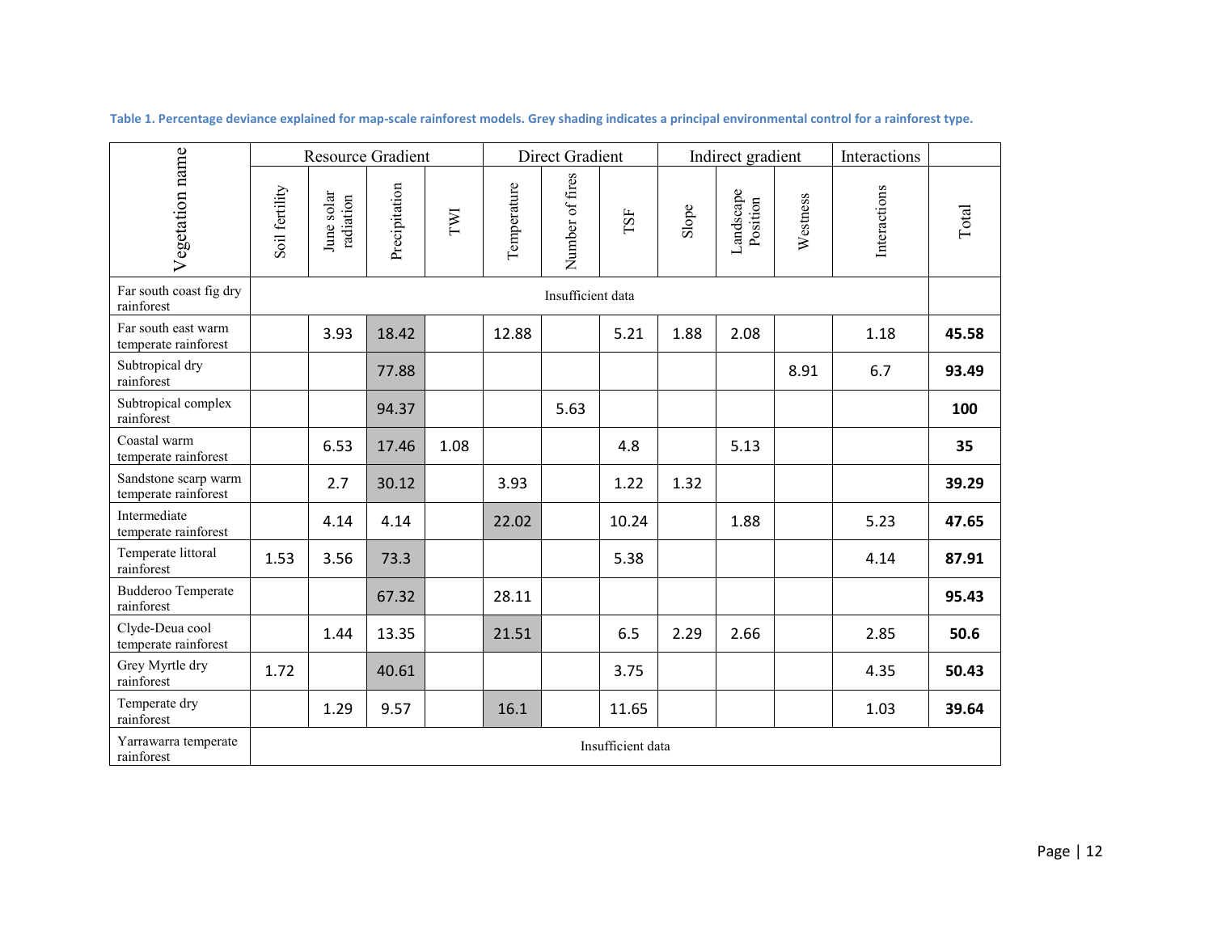**Table 1. Percentage deviance explained for map-scale rainforest models. Grey shading indicates a principal environmental control for a rainforest type.**

| Vegetation name | Resource Gradient | | | | Direct Gradient | | | Indirect gradient | | | Interactions | |
|---|---|---|---|---|---|---|---|---|---|---|---|---|
| | Soil fertility | June solar radiation | Precipitation | TWI | Temperature | Number of fires | TSF | Slope | Landscape Position | Westness | Interactions | Total |
| Far south coast fig dry rainforest | Insufficient data | | | | | | | | | | | |
| Far south east warm temperate rainforest | | 3.93 | 18.42 | | 12.88 | | 5.21 | 1.88 | 2.08 | | 1.18 | **45.58** |
| Subtropical dry rainforest | | | 77.88 | | | | | | | 8.91 | 6.7 | **93.49** |
| Subtropical complex rainforest | | | 94.37 | | | 5.63 | | | | | | **100** |
| Coastal warm temperate rainforest | | 6.53 | 17.46 | 1.08 | | | 4.8 | | 5.13 | | | **35** |
| Sandstone scarp warm temperate rainforest | | 2.7 | 30.12 | | 3.93 | | 1.22 | 1.32 | | | | **39.29** |
| Intermediate temperate rainforest | | 4.14 | 4.14 | | 22.02 | | 10.24 | | 1.88 | | 5.23 | **47.65** |
| Temperate littoral rainforest | 1.53 | 3.56 | 73.3 | | | | 5.38 | | | | 4.14 | **87.91** |
| Budderoo Temperate rainforest | | | 67.32 | | 28.11 | | | | | | | **95.43** |
| Clyde-Deua cool temperate rainforest | | 1.44 | 13.35 | | 21.51 | | 6.5 | 2.29 | 2.66 | | 2.85 | **50.6** |
| Grey Myrtle dry rainforest | 1.72 | | 40.61 | | | | 3.75 | | | | 4.35 | **50.43** |
| Temperate dry rainforest | | 1.29 | 9.57 | | 16.1 | | 11.65 | | | | 1.03 | **39.64** |
| Yarrawarra temperate rainforest | Insufficient data | | | | | | | | | | | |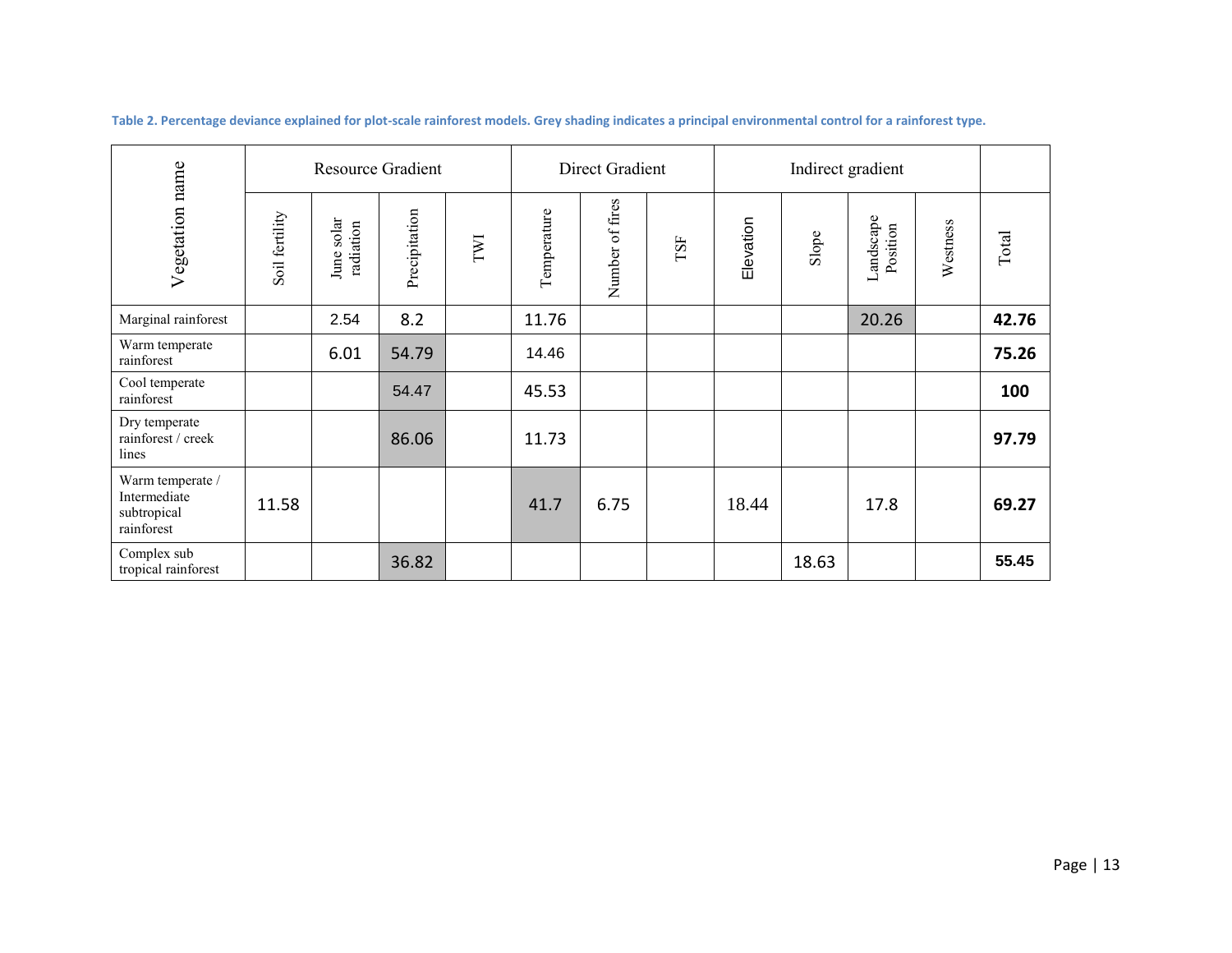**Table 2. Percentage deviance explained for plot-scale rainforest models. Grey shading indicates a principal environmental control for a rainforest type.**

| Vegetation name | Resource Gradient | | | | Direct Gradient | | | Indirect gradient | | | | |
|---|---|---|---|---|---|---|---|---|---|---|---|---|
| | Soil fertility | June solar radiation | Precipitation | TWI | Temperature | Number of fires | TSF | Elevation | Slope | Landscape Position | Westness | Total |
| Marginal rainforest | | 2.54 | 8.2 | | 11.76 | | | | | 20.26 | | **42.76** |
| Warm temperate rainforest | | 6.01 | 54.79 | | 14.46 | | | | | | | **75.26** |
| Cool temperate rainforest | | | 54.47 | | 45.53 | | | | | | | **100** |
| Dry temperate rainforest / creek lines | | | 86.06 | | 11.73 | | | | | | | **97.79** |
| Warm temperate / Intermediate subtropical rainforest | 11.58 | | | | 41.7 | 6.75 | | 18.44 | | 17.8 | | **69.27** |
| Complex sub tropical rainforest | | | 36.82 | | | | | | 18.63 | | | **55.45** |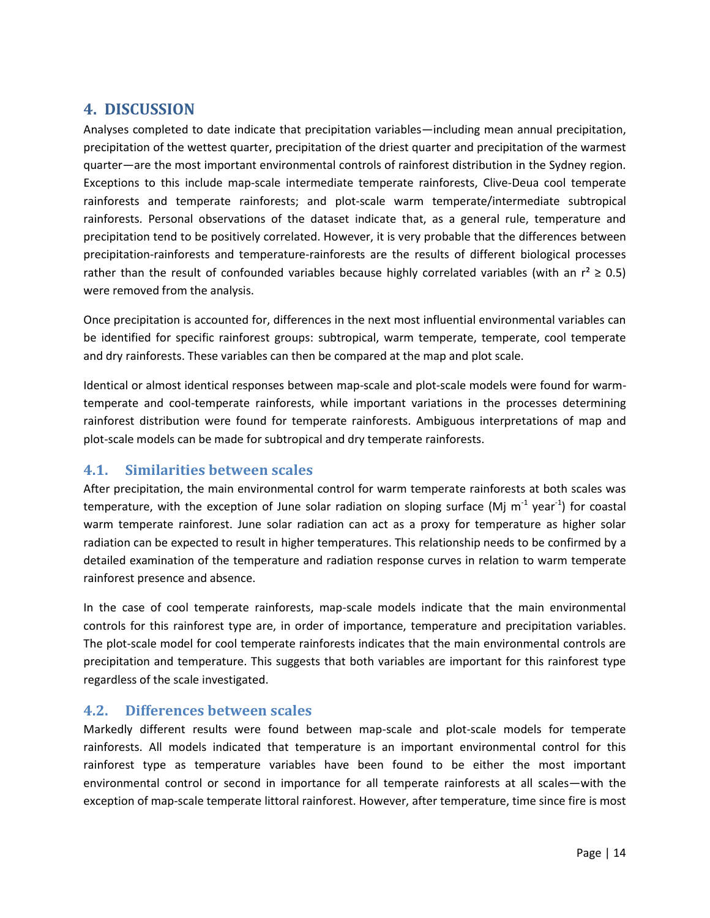# 4. DISCUSSION

Analyses completed to date indicate that precipitation variables—including mean annual precipitation, precipitation of the wettest quarter, precipitation of the driest quarter and precipitation of the warmest quarter—are the most important environmental controls of rainforest distribution in the Sydney region. Exceptions to this include map-scale intermediate temperate rainforests, Clive-Deua cool temperate rainforests and temperate rainforests; and plot-scale warm temperate/intermediate subtropical rainforests. Personal observations of the dataset indicate that, as a general rule, temperature and precipitation tend to be positively correlated. However, it is very probable that the differences between precipitation-rainforests and temperature-rainforests are the results of different biological processes rather than the result of confounded variables because highly correlated variables (with an $r^2 \geq 0.5$) were removed from the analysis.

Once precipitation is accounted for, differences in the next most influential environmental variables can be identified for specific rainforest groups: subtropical, warm temperate, temperate, cool temperate and dry rainforests. These variables can then be compared at the map and plot scale.

Identical or almost identical responses between map-scale and plot-scale models were found for warm-temperate and cool-temperate rainforests, while important variations in the processes determining rainforest distribution were found for temperate rainforests. Ambiguous interpretations of map and plot-scale models can be made for subtropical and dry temperate rainforests.

## 4.1. Similarities between scales

After precipitation, the main environmental control for warm temperate rainforests at both scales was temperature, with the exception of June solar radiation on sloping surface (Mj $m^{-1}$ $year^{-1}$) for coastal warm temperate rainforest. June solar radiation can act as a proxy for temperature as higher solar radiation can be expected to result in higher temperatures. This relationship needs to be confirmed by a detailed examination of the temperature and radiation response curves in relation to warm temperate rainforest presence and absence.

In the case of cool temperate rainforests, map-scale models indicate that the main environmental controls for this rainforest type are, in order of importance, temperature and precipitation variables. The plot-scale model for cool temperate rainforests indicates that the main environmental controls are precipitation and temperature. This suggests that both variables are important for this rainforest type regardless of the scale investigated.

## 4.2. Differences between scales

Markedly different results were found between map-scale and plot-scale models for temperate rainforests. All models indicated that temperature is an important environmental control for this rainforest type as temperature variables have been found to be either the most important environmental control or second in importance for all temperate rainforests at all scales—with the exception of map-scale temperate littoral rainforest. However, after temperature, time since fire is most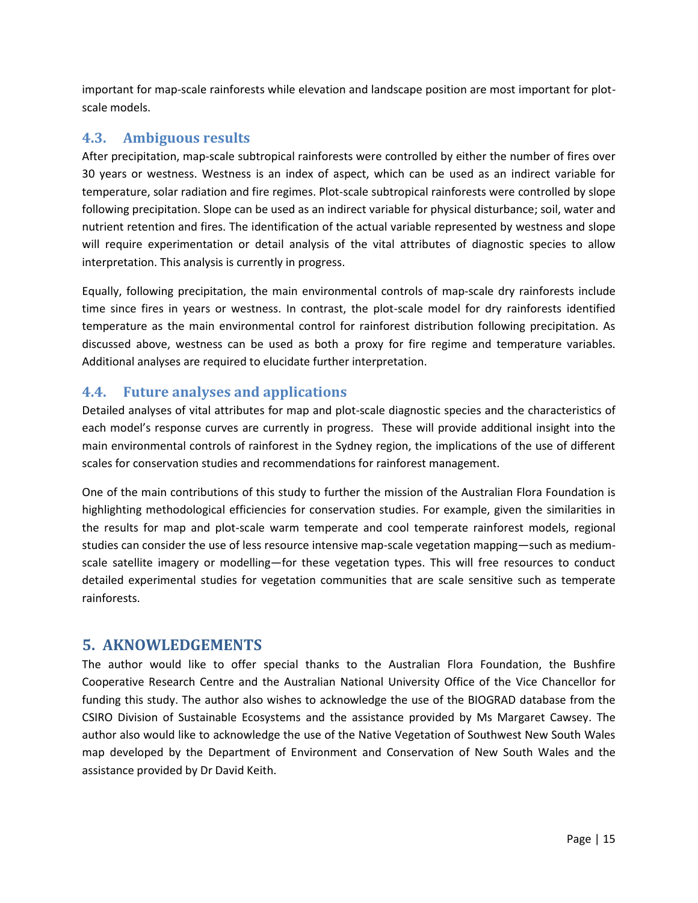important for map-scale rainforests while elevation and landscape position are most important for plot-scale models.

## 4.3. Ambiguous results

After precipitation, map-scale subtropical rainforests were controlled by either the number of fires over 30 years or westness. Westness is an index of aspect, which can be used as an indirect variable for temperature, solar radiation and fire regimes. Plot-scale subtropical rainforests were controlled by slope following precipitation. Slope can be used as an indirect variable for physical disturbance; soil, water and nutrient retention and fires. The identification of the actual variable represented by westness and slope will require experimentation or detail analysis of the vital attributes of diagnostic species to allow interpretation. This analysis is currently in progress.

Equally, following precipitation, the main environmental controls of map-scale dry rainforests include time since fires in years or westness. In contrast, the plot-scale model for dry rainforests identified temperature as the main environmental control for rainforest distribution following precipitation. As discussed above, westness can be used as both a proxy for fire regime and temperature variables. Additional analyses are required to elucidate further interpretation.

## 4.4. Future analyses and applications

Detailed analyses of vital attributes for map and plot-scale diagnostic species and the characteristics of each model's response curves are currently in progress. These will provide additional insight into the main environmental controls of rainforest in the Sydney region, the implications of the use of different scales for conservation studies and recommendations for rainforest management.

One of the main contributions of this study to further the mission of the Australian Flora Foundation is highlighting methodological efficiencies for conservation studies. For example, given the similarities in the results for map and plot-scale warm temperate and cool temperate rainforest models, regional studies can consider the use of less resource intensive map-scale vegetation mapping—such as medium-scale satellite imagery or modelling—for these vegetation types. This will free resources to conduct detailed experimental studies for vegetation communities that are scale sensitive such as temperate rainforests.

# 5. AKNOWLEDGEMENTS

The author would like to offer special thanks to the Australian Flora Foundation, the Bushfire Cooperative Research Centre and the Australian National University Office of the Vice Chancellor for funding this study. The author also wishes to acknowledge the use of the BIOGRAD database from the CSIRO Division of Sustainable Ecosystems and the assistance provided by Ms Margaret Cawsey. The author also would like to acknowledge the use of the Native Vegetation of Southwest New South Wales map developed by the Department of Environment and Conservation of New South Wales and the assistance provided by Dr David Keith.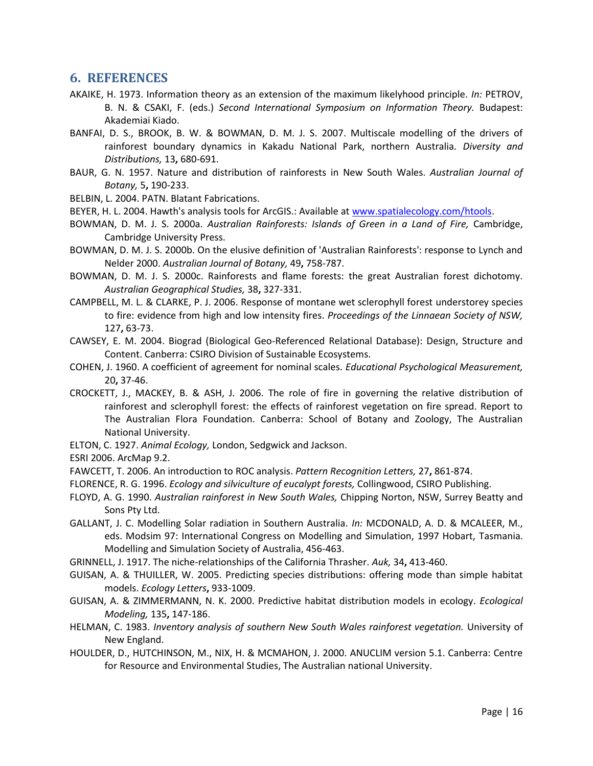## 6. REFERENCES

AKAIKE, H. 1973. Information theory as an extension of the maximum likelyhood principle. *In:* PETROV, B. N. & CSAKI, F. (eds.) *Second International Symposium on Information Theory.* Budapest: Akademiai Kiado.

BANFAI, D. S., BROOK, B. W. & BOWMAN, D. M. J. S. 2007. Multiscale modelling of the drivers of rainforest boundary dynamics in Kakadu National Park, northern Australia. *Diversity and Distributions,* 13**,** 680-691.

BAUR, G. N. 1957. Nature and distribution of rainforests in New South Wales. *Australian Journal of Botany,* 5**,** 190-233.

BELBIN, L. 2004. PATN. Blatant Fabrications.

BEYER, H. L. 2004. Hawth's analysis tools for ArcGIS.: Available at www.spatialecology.com/htools.

BOWMAN, D. M. J. S. 2000a. *Australian Rainforests: Islands of Green in a Land of Fire,* Cambridge, Cambridge University Press.

BOWMAN, D. M. J. S. 2000b. On the elusive definition of 'Australian Rainforests': response to Lynch and Nelder 2000. *Australian Journal of Botany,* 49**,** 758-787.

BOWMAN, D. M. J. S. 2000c. Rainforests and flame forests: the great Australian forest dichotomy. *Australian Geographical Studies,* 38**,** 327-331.

CAMPBELL, M. L. & CLARKE, P. J. 2006. Response of montane wet sclerophyll forest understorey species to fire: evidence from high and low intensity fires. *Proceedings of the Linnaean Society of NSW,* 127**,** 63-73.

CAWSEY, E. M. 2004. Biograd (Biological Geo-Referenced Relational Database): Design, Structure and Content. Canberra: CSIRO Division of Sustainable Ecosystems.

COHEN, J. 1960. A coefficient of agreement for nominal scales. *Educational Psychological Measurement,* 20**,** 37-46.

CROCKETT, J., MACKEY, B. & ASH, J. 2006. The role of fire in governing the relative distribution of rainforest and sclerophyll forest: the effects of rainforest vegetation on fire spread. Report to The Australian Flora Foundation. Canberra: School of Botany and Zoology, The Australian National University.

ELTON, C. 1927. *Animal Ecology,* London, Sedgwick and Jackson.

ESRI 2006. ArcMap 9.2.

FAWCETT, T. 2006. An introduction to ROC analysis. *Pattern Recognition Letters,* 27**,** 861-874.

FLORENCE, R. G. 1996. *Ecology and silviculture of eucalypt forests,* Collingwood, CSIRO Publishing.

FLOYD, A. G. 1990. *Australian rainforest in New South Wales,* Chipping Norton, NSW, Surrey Beatty and Sons Pty Ltd.

GALLANT, J. C. Modelling Solar radiation in Southern Australia. *In:* MCDONALD, A. D. & MCALEER, M., eds. Modsim 97: International Congress on Modelling and Simulation, 1997 Hobart, Tasmania. Modelling and Simulation Society of Australia, 456-463.

GRINNELL, J. 1917. The niche-relationships of the California Thrasher. *Auk,* 34**,** 413-460.

GUISAN, A. & THUILLER, W. 2005. Predicting species distributions: offering mode than simple habitat models. *Ecology Letters***,** 933-1009.

GUISAN, A. & ZIMMERMANN, N. K. 2000. Predictive habitat distribution models in ecology. *Ecological Modeling,* 135**,** 147-186.

HELMAN, C. 1983. *Inventory analysis of southern New South Wales rainforest vegetation.* University of New England.

HOULDER, D., HUTCHINSON, M., NIX, H. & MCMAHON, J. 2000. ANUCLIM version 5.1. Canberra: Centre for Resource and Environmental Studies, The Australian national University.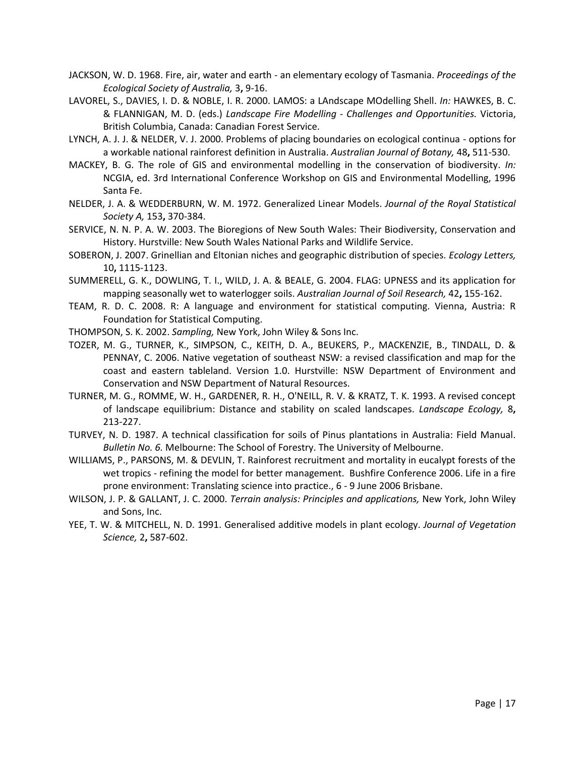JACKSON, W. D. 1968. Fire, air, water and earth - an elementary ecology of Tasmania. *Proceedings of the Ecological Society of Australia,* 3**,** 9-16.

LAVOREL, S., DAVIES, I. D. & NOBLE, I. R. 2000. LAMOS: a LAndscape MOdelling Shell. *In:* HAWKES, B. C. & FLANNIGAN, M. D. (eds.) *Landscape Fire Modelling - Challenges and Opportunities.* Victoria, British Columbia, Canada: Canadian Forest Service.

LYNCH, A. J. J. & NELDER, V. J. 2000. Problems of placing boundaries on ecological continua - options for a workable national rainforest definition in Australia. *Australian Journal of Botany,* 48**,** 511-530.

MACKEY, B. G. The role of GIS and environmental modelling in the conservation of biodiversity. *In:* NCGIA, ed. 3rd International Conference Workshop on GIS and Environmental Modelling, 1996 Santa Fe.

NELDER, J. A. & WEDDERBURN, W. M. 1972. Generalized Linear Models. *Journal of the Royal Statistical Society A,* 153**,** 370-384.

SERVICE, N. N. P. A. W. 2003. The Bioregions of New South Wales: Their Biodiversity, Conservation and History. Hurstville: New South Wales National Parks and Wildlife Service.

SOBERON, J. 2007. Grinellian and Eltonian niches and geographic distribution of species. *Ecology Letters,* 10**,** 1115-1123.

SUMMERELL, G. K., DOWLING, T. I., WILD, J. A. & BEALE, G. 2004. FLAG: UPNESS and its application for mapping seasonally wet to waterlogger soils. *Australian Journal of Soil Research,* 42**,** 155-162.

TEAM, R. D. C. 2008. R: A language and environment for statistical computing. Vienna, Austria: R Foundation for Statistical Computing.

THOMPSON, S. K. 2002. *Sampling,* New York, John Wiley & Sons Inc.

TOZER, M. G., TURNER, K., SIMPSON, C., KEITH, D. A., BEUKERS, P., MACKENZIE, B., TINDALL, D. & PENNAY, C. 2006. Native vegetation of southeast NSW: a revised classification and map for the coast and eastern tableland. Version 1.0. Hurstville: NSW Department of Environment and Conservation and NSW Department of Natural Resources.

TURNER, M. G., ROMME, W. H., GARDENER, R. H., O'NEILL, R. V. & KRATZ, T. K. 1993. A revised concept of landscape equilibrium: Distance and stability on scaled landscapes. *Landscape Ecology,* 8**,** 213-227.

TURVEY, N. D. 1987. A technical classification for soils of Pinus plantations in Australia: Field Manual. *Bulletin No. 6.* Melbourne: The School of Forestry. The University of Melbourne.

WILLIAMS, P., PARSONS, M. & DEVLIN, T. Rainforest recruitment and mortality in eucalypt forests of the wet tropics - refining the model for better management. Bushfire Conference 2006. Life in a fire prone environment: Translating science into practice., 6 - 9 June 2006 Brisbane.

WILSON, J. P. & GALLANT, J. C. 2000. *Terrain analysis: Principles and applications,* New York, John Wiley and Sons, Inc.

YEE, T. W. & MITCHELL, N. D. 1991. Generalised additive models in plant ecology. *Journal of Vegetation Science,* 2**,** 587-602.